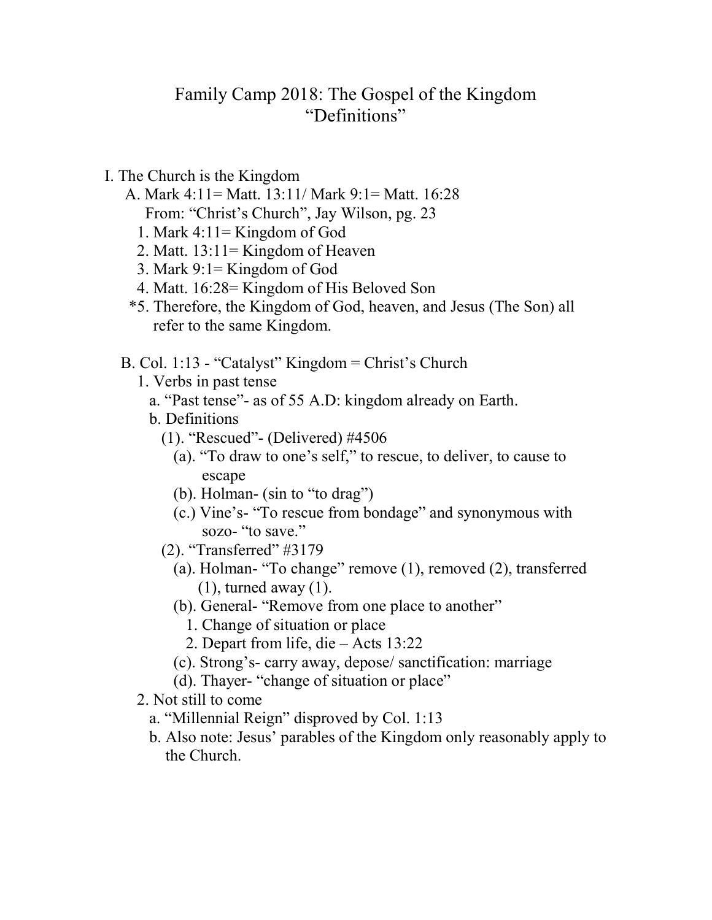# Family Camp 2018: The Gospel of the Kingdom
## "Definitions"

I. The Church is the Kingdom

- A. Mark 4:11= Matt. 13:11/ Mark 9:1= Matt. 16:28
  From: "Christ's Church", Jay Wilson, pg. 23
  1. Mark 4:11= Kingdom of God
  2. Matt. 13:11= Kingdom of Heaven
  3. Mark 9:1= Kingdom of God
  4. Matt. 16:28= Kingdom of His Beloved Son
  
  *5. Therefore, the Kingdom of God, heaven, and Jesus (The Son) all refer to the same Kingdom.

- B. Col. 1:13 - "Catalyst" Kingdom = Christ's Church
  1. Verbs in past tense
     - a. "Past tense"- as of 55 A.D: kingdom already on Earth.
     - b. Definitions
       - (1). "Rescued"- (Delivered) #4506
         - (a). "To draw to one's self," to rescue, to deliver, to cause to escape
         - (b). Holman- (sin to "to drag")
         - (c.) Vine's- "To rescue from bondage" and synonymous with sozo- "to save."
       - (2). "Transferred" #3179
         - (a). Holman- "To change" remove (1), removed (2), transferred (1), turned away (1).
         - (b). General- "Remove from one place to another"
           1. Change of situation or place
           2. Depart from life, die – Acts 13:22
         - (c). Strong's- carry away, depose/ sanctification: marriage
         - (d). Thayer- "change of situation or place"
  2. Not still to come
     - a. "Millennial Reign" disproved by Col. 1:13
     - b. Also note: Jesus' parables of the Kingdom only reasonably apply to the Church.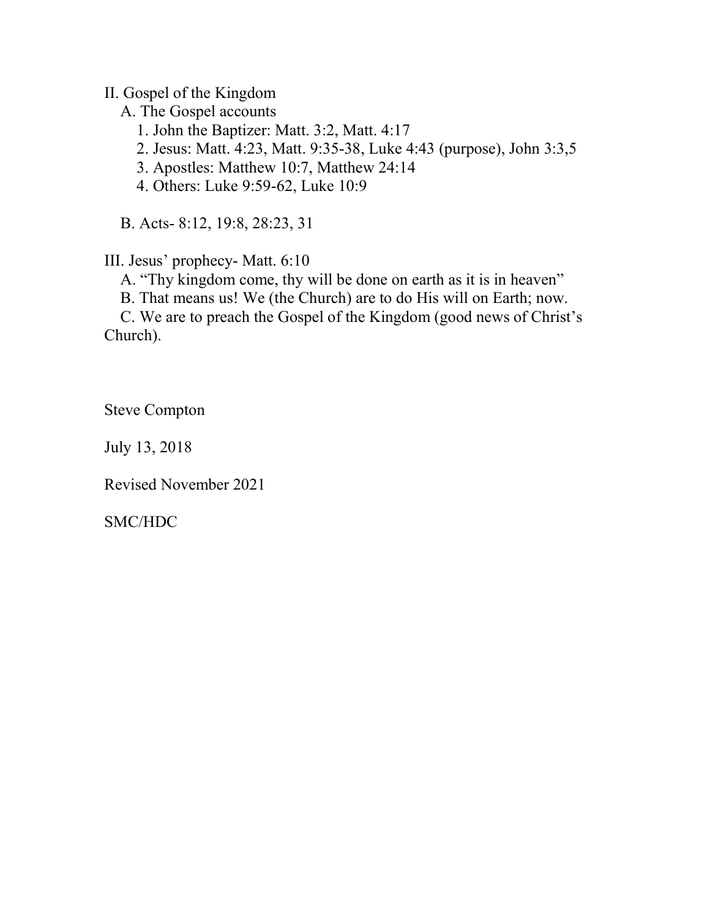II. Gospel of the Kingdom

A. The Gospel accounts

1. John the Baptizer: Matt. 3:2, Matt. 4:17
2. Jesus: Matt. 4:23, Matt. 9:35-38, Luke 4:43 (purpose), John 3:3,5
3. Apostles: Matthew 10:7, Matthew 24:14
4. Others: Luke 9:59-62, Luke 10:9

B. Acts- 8:12, 19:8, 28:23, 31

III. Jesus' prophecy- Matt. 6:10

A. "Thy kingdom come, thy will be done on earth as it is in heaven"

B. That means us! We (the Church) are to do His will on Earth; now.

C. We are to preach the Gospel of the Kingdom (good news of Christ's Church).

Steve Compton

July 13, 2018

Revised November 2021

SMC/HDC